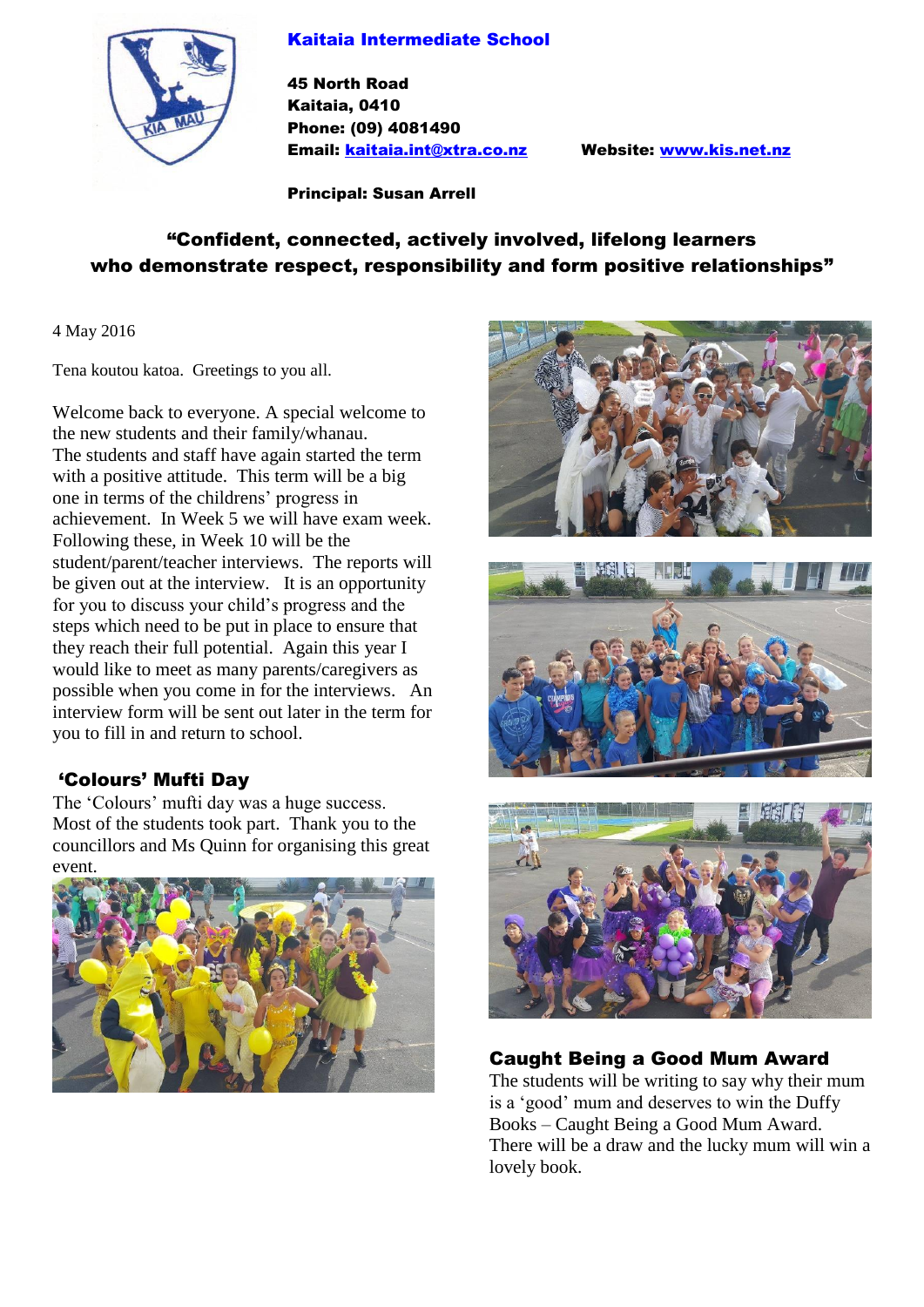**Kaitaia Intermediate School**

**45 North Road**
**Kaitaia, 0410**
**Phone: (09) 4081490**
**Email: kaitaia.int@xtra.co.nz** **Website: www.kis.net.nz**

**Principal: Susan Arrell**

**"Confident, connected, actively involved, lifelong learners who demonstrate respect, responsibility and form positive relationships"**

4 May 2016

Tena koutou katoa. Greetings to you all.

Welcome back to everyone. A special welcome to the new students and their family/whanau.
The students and staff have again started the term with a positive attitude. This term will be a big one in terms of the childrens' progress in achievement. In Week 5 we will have exam week. Following these, in Week 10 will be the student/parent/teacher interviews. The reports will be given out at the interview. It is an opportunity for you to discuss your child's progress and the steps which need to be put in place to ensure that they reach their full potential. Again this year I would like to meet as many parents/caregivers as possible when you come in for the interviews. An interview form will be sent out later in the term for you to fill in and return to school.

## 'Colours' Mufti Day

The 'Colours' mufti day was a huge success. Most of the students took part. Thank you to the councillors and Ms Quinn for organising this great event.

## Caught Being a Good Mum Award

The students will be writing to say why their mum is a 'good' mum and deserves to win the Duffy Books – Caught Being a Good Mum Award. There will be a draw and the lucky mum will win a lovely book.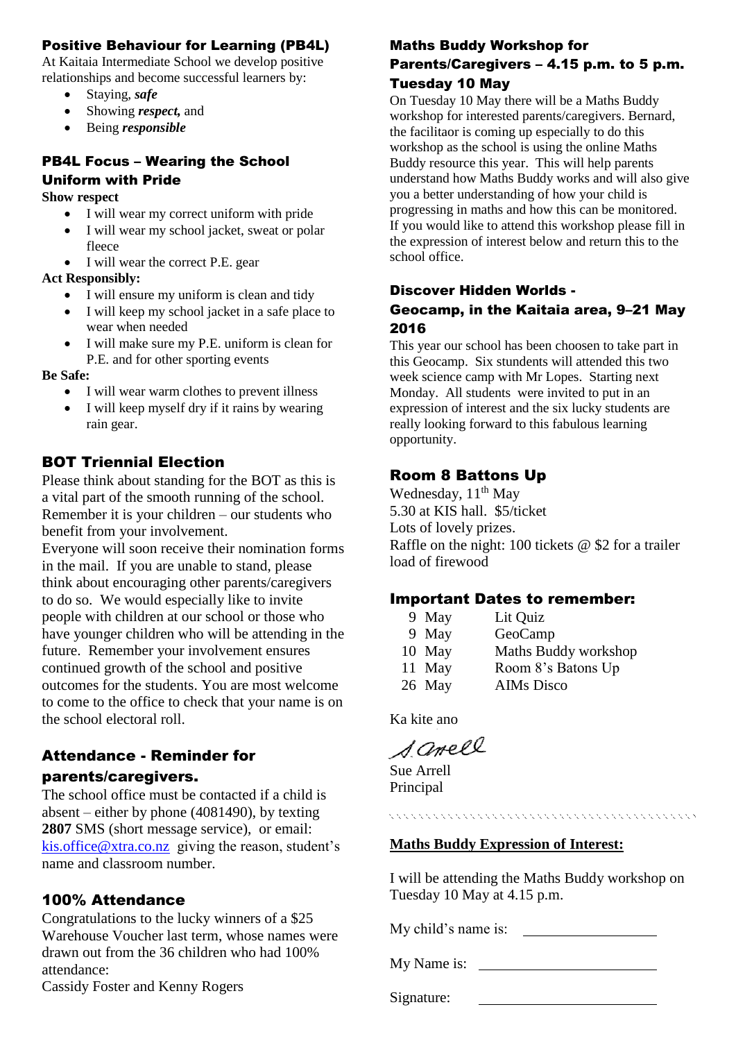## Positive Behaviour for Learning (PB4L)

At Kaitaia Intermediate School we develop positive relationships and become successful learners by:

- Staying, ***safe***
- Showing ***respect,*** and
- Being ***responsible***

## PB4L Focus – Wearing the School Uniform with Pride

**Show respect**

- I will wear my correct uniform with pride
- I will wear my school jacket, sweat or polar fleece
- I will wear the correct P.E. gear

**Act Responsibly:**

- I will ensure my uniform is clean and tidy
- I will keep my school jacket in a safe place to wear when needed
- I will make sure my P.E. uniform is clean for P.E. and for other sporting events

**Be Safe:**

- I will wear warm clothes to prevent illness
- I will keep myself dry if it rains by wearing rain gear.

## BOT Triennial Election

Please think about standing for the BOT as this is a vital part of the smooth running of the school. Remember it is your children – our students who benefit from your involvement.

Everyone will soon receive their nomination forms in the mail. If you are unable to stand, please think about encouraging other parents/caregivers to do so. We would especially like to invite people with children at our school or those who have younger children who will be attending in the future. Remember your involvement ensures continued growth of the school and positive outcomes for the students. You are most welcome to come to the office to check that your name is on the school electoral roll.

## Attendance - Reminder for parents/caregivers.

The school office must be contacted if a child is absent – either by phone (4081490), by texting **2807** SMS (short message service), or email: kis.office@xtra.co.nz giving the reason, student's name and classroom number.

## 100% Attendance

Congratulations to the lucky winners of a $25 Warehouse Voucher last term, whose names were drawn out from the 36 children who had 100% attendance:

Cassidy Foster and Kenny Rogers

## Maths Buddy Workshop for Parents/Caregivers – 4.15 p.m. to 5 p.m. Tuesday 10 May

On Tuesday 10 May there will be a Maths Buddy workshop for interested parents/caregivers. Bernard, the facilitaor is coming up especially to do this workshop as the school is using the online Maths Buddy resource this year. This will help parents understand how Maths Buddy works and will also give you a better understanding of how your child is progressing in maths and how this can be monitored. If you would like to attend this workshop please fill in the expression of interest below and return this to the school office.

## Discover Hidden Worlds - Geocamp, in the Kaitaia area, 9–21 May 2016

This year our school has been choosen to take part in this Geocamp. Six stundents will attended this two week science camp with Mr Lopes. Starting next Monday. All students were invited to put in an expression of interest and the six lucky students are really looking forward to this fabulous learning opportunity.

## Room 8 Battons Up

Wednesday, 11th May
5.30 at KIS hall. $5/ticket
Lots of lovely prizes.
Raffle on the night: 100 tickets @ $2 for a trailer load of firewood

## Important Dates to remember:

| | |
|---|---|
| 9 May | Lit Quiz |
| 9 May | GeoCamp |
| 10 May | Maths Buddy workshop |
| 11 May | Room 8's Batons Up |
| 26 May | AIMs Disco |

Ka kite ano

S Arrell

Sue Arrell
Principal

---

**Maths Buddy Expression of Interest:**

I will be attending the Maths Buddy workshop on Tuesday 10 May at 4.15 p.m.

My child's name is: ____________________

My Name is: ____________________

Signature: ____________________